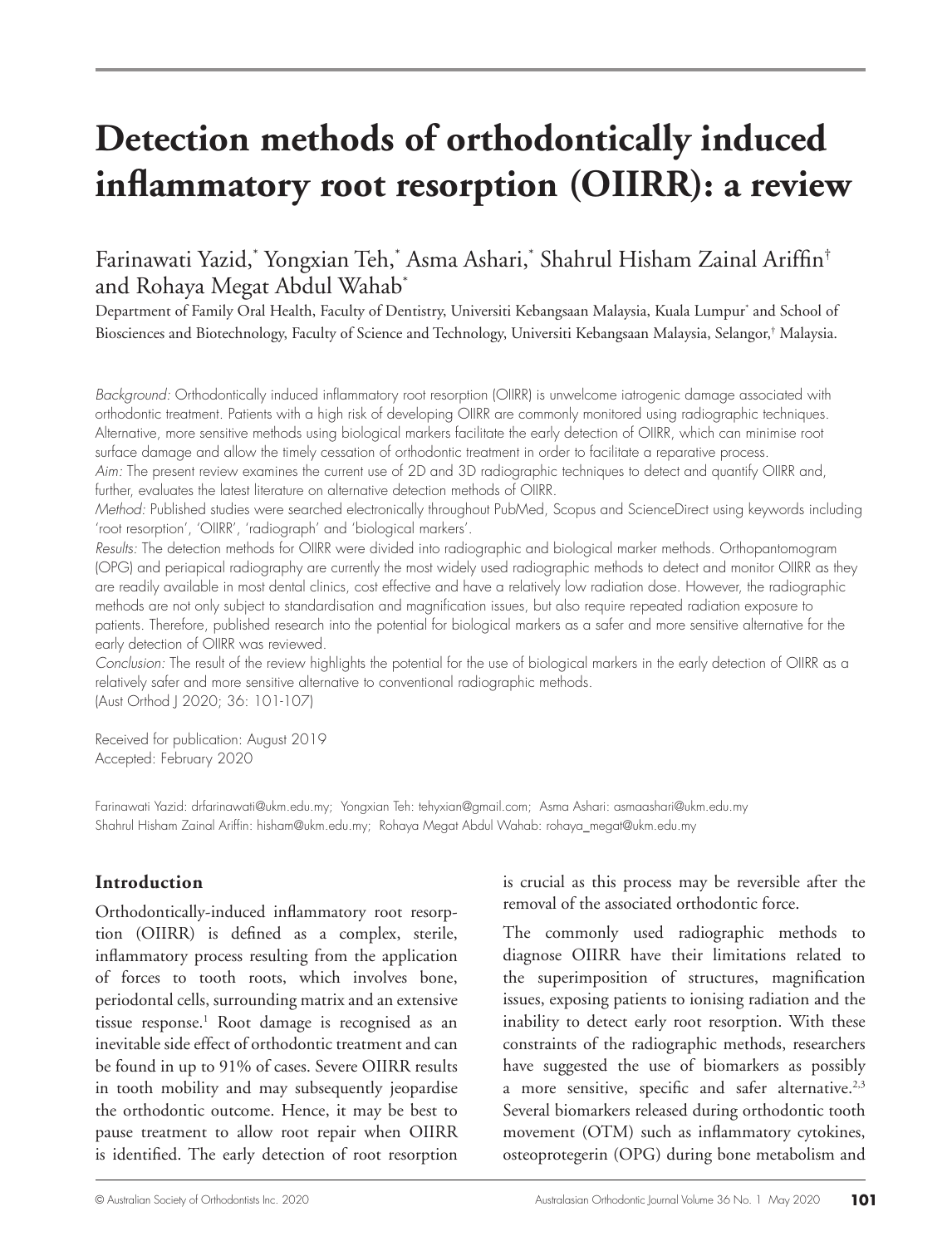# Detection methods of orthodontically induced inflammatory root resorption (OIIRR): a review

Farinawati Yazid,* Yongxian Teh,* Asma Ashari,* Shahrul Hisham Zainal Ariffin† and Rohaya Megat Abdul Wahab*

Department of Family Oral Health, Faculty of Dentistry, Universiti Kebangsaan Malaysia, Kuala Lumpur* and School of Biosciences and Biotechnology, Faculty of Science and Technology, Universiti Kebangsaan Malaysia, Selangor,† Malaysia.

*Background:* Orthodontically induced inflammatory root resorption (OIIRR) is unwelcome iatrogenic damage associated with orthodontic treatment. Patients with a high risk of developing OIIRR are commonly monitored using radiographic techniques. Alternative, more sensitive methods using biological markers facilitate the early detection of OIIRR, which can minimise root surface damage and allow the timely cessation of orthodontic treatment in order to facilitate a reparative process.

*Aim:* The present review examines the current use of 2D and 3D radiographic techniques to detect and quantify OIIRR and, further, evaluates the latest literature on alternative detection methods of OIIRR.

*Method:* Published studies were searched electronically throughout PubMed, Scopus and ScienceDirect using keywords including 'root resorption', 'OIIRR', 'radiograph' and 'biological markers'.

*Results:* The detection methods for OIIRR were divided into radiographic and biological marker methods. Orthopantomogram (OPG) and periapical radiography are currently the most widely used radiographic methods to detect and monitor OIIRR as they are readily available in most dental clinics, cost effective and have a relatively low radiation dose. However, the radiographic methods are not only subject to standardisation and magnification issues, but also require repeated radiation exposure to patients. Therefore, published research into the potential for biological markers as a safer and more sensitive alternative for the early detection of OIIRR was reviewed.

*Conclusion:* The result of the review highlights the potential for the use of biological markers in the early detection of OIIRR as a relatively safer and more sensitive alternative to conventional radiographic methods.

(Aust Orthod J 2020; 36: 101-107)

Received for publication: August 2019
Accepted: February 2020

Farinawati Yazid: drfarinawati@ukm.edu.my; Yongxian Teh: tehyxian@gmail.com; Asma Ashari: asmaashari@ukm.edu.my
Shahrul Hisham Zainal Ariffin: hisham@ukm.edu.my; Rohaya Megat Abdul Wahab: rohaya_megat@ukm.edu.my

## Introduction

Orthodontically-induced inflammatory root resorption (OIIRR) is defined as a complex, sterile, inflammatory process resulting from the application of forces to tooth roots, which involves bone, periodontal cells, surrounding matrix and an extensive tissue response.[1] Root damage is recognised as an inevitable side effect of orthodontic treatment and can be found in up to 91% of cases. Severe OIIRR results in tooth mobility and may subsequently jeopardise the orthodontic outcome. Hence, it may be best to pause treatment to allow root repair when OIIRR is identified. The early detection of root resorption is crucial as this process may be reversible after the removal of the associated orthodontic force.

The commonly used radiographic methods to diagnose OIIRR have their limitations related to the superimposition of structures, magnification issues, exposing patients to ionising radiation and the inability to detect early root resorption. With these constraints of the radiographic methods, researchers have suggested the use of biomarkers as possibly a more sensitive, specific and safer alternative.[2,3] Several biomarkers released during orthodontic tooth movement (OTM) such as inflammatory cytokines, osteoprotegerin (OPG) during bone metabolism and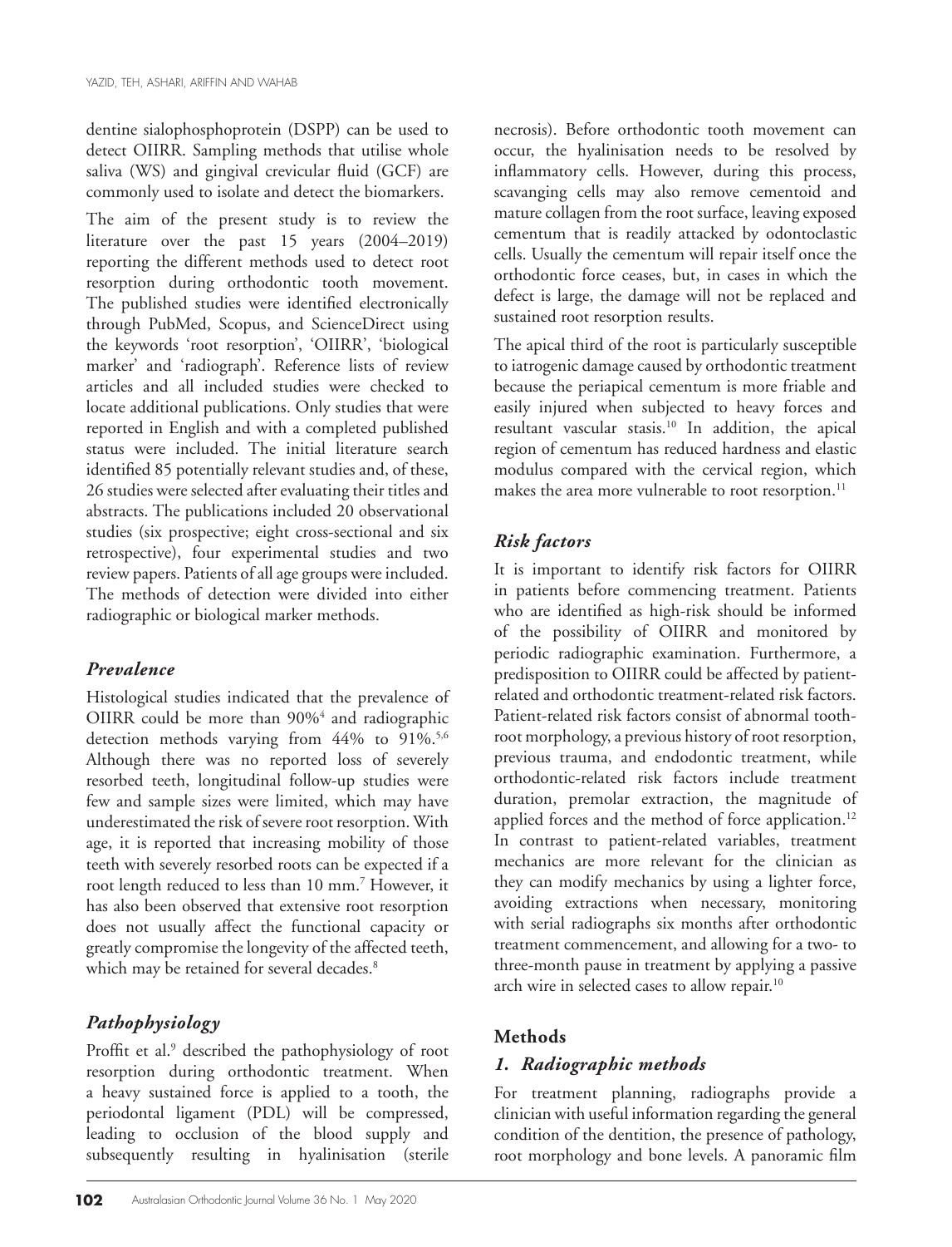dentine sialophosphoprotein (DSPP) can be used to detect OIIRR. Sampling methods that utilise whole saliva (WS) and gingival crevicular fluid (GCF) are commonly used to isolate and detect the biomarkers.

The aim of the present study is to review the literature over the past 15 years (2004–2019) reporting the different methods used to detect root resorption during orthodontic tooth movement. The published studies were identified electronically through PubMed, Scopus, and ScienceDirect using the keywords 'root resorption', 'OIIRR', 'biological marker' and 'radiograph'. Reference lists of review articles and all included studies were checked to locate additional publications. Only studies that were reported in English and with a completed published status were included. The initial literature search identified 85 potentially relevant studies and, of these, 26 studies were selected after evaluating their titles and abstracts. The publications included 20 observational studies (six prospective; eight cross-sectional and six retrospective), four experimental studies and two review papers. Patients of all age groups were included. The methods of detection were divided into either radiographic or biological marker methods.

### *Prevalence*

Histological studies indicated that the prevalence of OIIRR could be more than 90%[4] and radiographic detection methods varying from 44% to 91%.[5,6] Although there was no reported loss of severely resorbed teeth, longitudinal follow-up studies were few and sample sizes were limited, which may have underestimated the risk of severe root resorption. With age, it is reported that increasing mobility of those teeth with severely resorbed roots can be expected if a root length reduced to less than 10 mm.[7] However, it has also been observed that extensive root resorption does not usually affect the functional capacity or greatly compromise the longevity of the affected teeth, which may be retained for several decades.[8]

### *Pathophysiology*

Proffit et al.[9] described the pathophysiology of root resorption during orthodontic treatment. When a heavy sustained force is applied to a tooth, the periodontal ligament (PDL) will be compressed, leading to occlusion of the blood supply and subsequently resulting in hyalinisation (sterile necrosis). Before orthodontic tooth movement can occur, the hyalinisation needs to be resolved by inflammatory cells. However, during this process, scavenging cells may also remove cementoid and mature collagen from the root surface, leaving exposed cementum that is readily attacked by odontoclastic cells. Usually the cementum will repair itself once the orthodontic force ceases, but, in cases in which the defect is large, the damage will not be replaced and sustained root resorption results.

The apical third of the root is particularly susceptible to iatrogenic damage caused by orthodontic treatment because the periapical cementum is more friable and easily injured when subjected to heavy forces and resultant vascular stasis.[10] In addition, the apical region of cementum has reduced hardness and elastic modulus compared with the cervical region, which makes the area more vulnerable to root resorption.[11]

### *Risk factors*

It is important to identify risk factors for OIIRR in patients before commencing treatment. Patients who are identified as high-risk should be informed of the possibility of OIIRR and monitored by periodic radiographic examination. Furthermore, a predisposition to OIIRR could be affected by patient-related and orthodontic treatment-related risk factors. Patient-related risk factors consist of abnormal tooth-root morphology, a previous history of root resorption, previous trauma, and endodontic treatment, while orthodontic-related risk factors include treatment duration, premolar extraction, the magnitude of applied forces and the method of force application.[12] In contrast to patient-related variables, treatment mechanics are more relevant for the clinician as they can modify mechanics by using a lighter force, avoiding extractions when necessary, monitoring with serial radiographs six months after orthodontic treatment commencement, and allowing for a two- to three-month pause in treatment by applying a passive arch wire in selected cases to allow repair.[10]

## **Methods**

### *1. Radiographic methods*

For treatment planning, radiographs provide a clinician with useful information regarding the general condition of the dentition, the presence of pathology, root morphology and bone levels. A panoramic film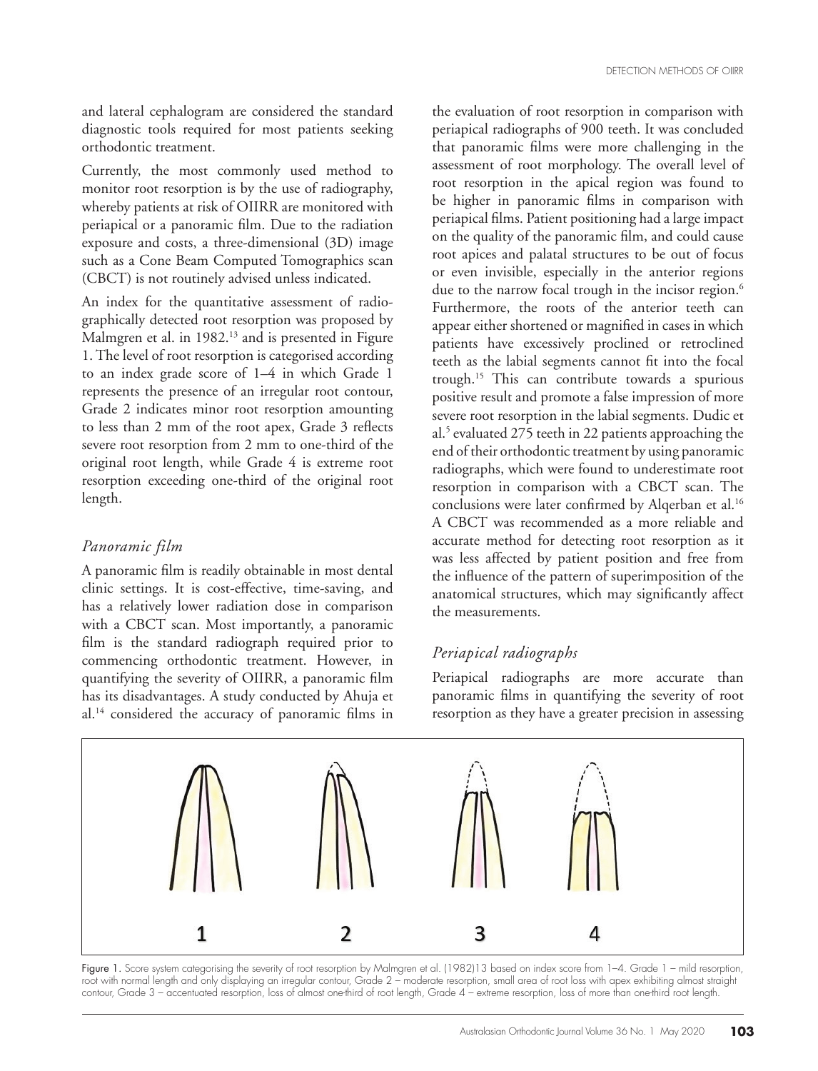and lateral cephalogram are considered the standard diagnostic tools required for most patients seeking orthodontic treatment.

Currently, the most commonly used method to monitor root resorption is by the use of radiography, whereby patients at risk of OIIRR are monitored with periapical or a panoramic film. Due to the radiation exposure and costs, a three-dimensional (3D) image such as a Cone Beam Computed Tomographics scan (CBCT) is not routinely advised unless indicated.

An index for the quantitative assessment of radiographically detected root resorption was proposed by Malmgren et al. in 1982.[13] and is presented in Figure 1. The level of root resorption is categorised according to an index grade score of 1–4 in which Grade 1 represents the presence of an irregular root contour, Grade 2 indicates minor root resorption amounting to less than 2 mm of the root apex, Grade 3 reflects severe root resorption from 2 mm to one-third of the original root length, while Grade 4 is extreme root resorption exceeding one-third of the original root length.

### *Panoramic film*

A panoramic film is readily obtainable in most dental clinic settings. It is cost-effective, time-saving, and has a relatively lower radiation dose in comparison with a CBCT scan. Most importantly, a panoramic film is the standard radiograph required prior to commencing orthodontic treatment. However, in quantifying the severity of OIIRR, a panoramic film has its disadvantages. A study conducted by Ahuja et al.[14] considered the accuracy of panoramic films in the evaluation of root resorption in comparison with periapical radiographs of 900 teeth. It was concluded that panoramic films were more challenging in the assessment of root morphology. The overall level of root resorption in the apical region was found to be higher in panoramic films in comparison with periapical films. Patient positioning had a large impact on the quality of the panoramic film, and could cause root apices and palatal structures to be out of focus or even invisible, especially in the anterior regions due to the narrow focal trough in the incisor region.[6] Furthermore, the roots of the anterior teeth can appear either shortened or magnified in cases in which patients have excessively proclined or retroclined teeth as the labial segments cannot fit into the focal trough.[15] This can contribute towards a spurious positive result and promote a false impression of more severe root resorption in the labial segments. Dudic et al.[5] evaluated 275 teeth in 22 patients approaching the end of their orthodontic treatment by using panoramic radiographs, which were found to underestimate root resorption in comparison with a CBCT scan. The conclusions were later confirmed by Alqerban et al.[16] A CBCT was recommended as a more reliable and accurate method for detecting root resorption as it was less affected by patient position and free from the influence of the pattern of superimposition of the anatomical structures, which may significantly affect the measurements.

### *Periapical radiographs*

Periapical radiographs are more accurate than panoramic films in quantifying the severity of root resorption as they have a greater precision in assessing

Figure 1. Score system categorising the severity of root resorption by Malmgren et al. (1982)13 based on index score from 1–4. Grade 1 – mild resorption, root with normal length and only displaying an irregular contour, Grade 2 – moderate resorption, small area of root loss with apex exhibiting almost straight contour, Grade 3 – accentuated resorption, loss of almost one-third of root length, Grade 4 – extreme resorption, loss of more than one-third root length.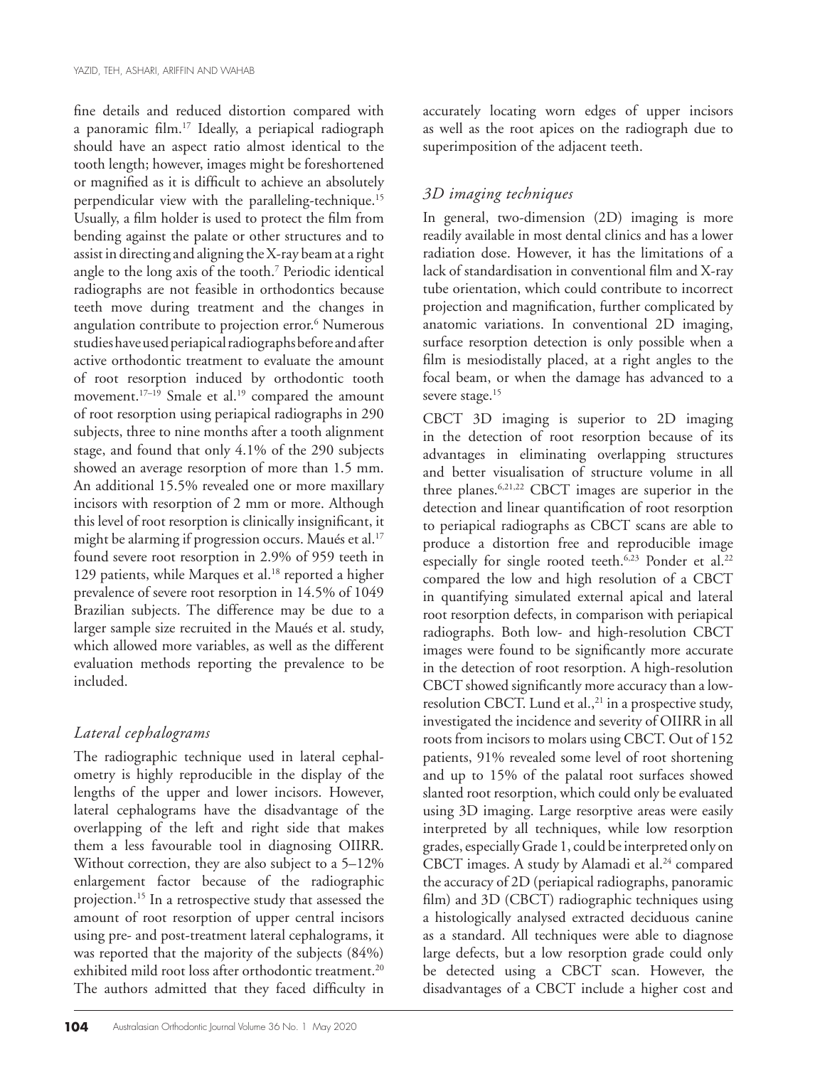fine details and reduced distortion compared with a panoramic film.[17] Ideally, a periapical radiograph should have an aspect ratio almost identical to the tooth length; however, images might be foreshortened or magnified as it is difficult to achieve an absolutely perpendicular view with the paralleling-technique.[15] Usually, a film holder is used to protect the film from bending against the palate or other structures and to assist in directing and aligning the X-ray beam at a right angle to the long axis of the tooth.[7] Periodic identical radiographs are not feasible in orthodontics because teeth move during treatment and the changes in angulation contribute to projection error.[6] Numerous studies have used periapical radiographs before and after active orthodontic treatment to evaluate the amount of root resorption induced by orthodontic tooth movement.[17–19] Smale et al.[19] compared the amount of root resorption using periapical radiographs in 290 subjects, three to nine months after a tooth alignment stage, and found that only 4.1% of the 290 subjects showed an average resorption of more than 1.5 mm. An additional 15.5% revealed one or more maxillary incisors with resorption of 2 mm or more. Although this level of root resorption is clinically insignificant, it might be alarming if progression occurs. Maués et al.[17] found severe root resorption in 2.9% of 959 teeth in 129 patients, while Marques et al.[18] reported a higher prevalence of severe root resorption in 14.5% of 1049 Brazilian subjects. The difference may be due to a larger sample size recruited in the Maués et al. study, which allowed more variables, as well as the different evaluation methods reporting the prevalence to be included.

### *Lateral cephalograms*

The radiographic technique used in lateral cephalometry is highly reproducible in the display of the lengths of the upper and lower incisors. However, lateral cephalograms have the disadvantage of the overlapping of the left and right side that makes them a less favourable tool in diagnosing OIIRR. Without correction, they are also subject to a 5–12% enlargement factor because of the radiographic projection.[15] In a retrospective study that assessed the amount of root resorption of upper central incisors using pre- and post-treatment lateral cephalograms, it was reported that the majority of the subjects (84%) exhibited mild root loss after orthodontic treatment.[20] The authors admitted that they faced difficulty in accurately locating worn edges of upper incisors as well as the root apices on the radiograph due to superimposition of the adjacent teeth.

### *3D imaging techniques*

In general, two-dimension (2D) imaging is more readily available in most dental clinics and has a lower radiation dose. However, it has the limitations of a lack of standardisation in conventional film and X-ray tube orientation, which could contribute to incorrect projection and magnification, further complicated by anatomic variations. In conventional 2D imaging, surface resorption detection is only possible when a film is mesiodistally placed, at a right angles to the focal beam, or when the damage has advanced to a severe stage.[15]

CBCT 3D imaging is superior to 2D imaging in the detection of root resorption because of its advantages in eliminating overlapping structures and better visualisation of structure volume in all three planes.[6,21,22] CBCT images are superior in the detection and linear quantification of root resorption to periapical radiographs as CBCT scans are able to produce a distortion free and reproducible image especially for single rooted teeth.[6,23] Ponder et al.[22] compared the low and high resolution of a CBCT in quantifying simulated external apical and lateral root resorption defects, in comparison with periapical radiographs. Both low- and high-resolution CBCT images were found to be significantly more accurate in the detection of root resorption. A high-resolution CBCT showed significantly more accuracy than a low-resolution CBCT. Lund et al.,[21] in a prospective study, investigated the incidence and severity of OIIRR in all roots from incisors to molars using CBCT. Out of 152 patients, 91% revealed some level of root shortening and up to 15% of the palatal root surfaces showed slanted root resorption, which could only be evaluated using 3D imaging. Large resorptive areas were easily interpreted by all techniques, while low resorption grades, especially Grade 1, could be interpreted only on CBCT images. A study by Alamadi et al.[24] compared the accuracy of 2D (periapical radiographs, panoramic film) and 3D (CBCT) radiographic techniques using a histologically analysed extracted deciduous canine as a standard. All techniques were able to diagnose large defects, but a low resorption grade could only be detected using a CBCT scan. However, the disadvantages of a CBCT include a higher cost and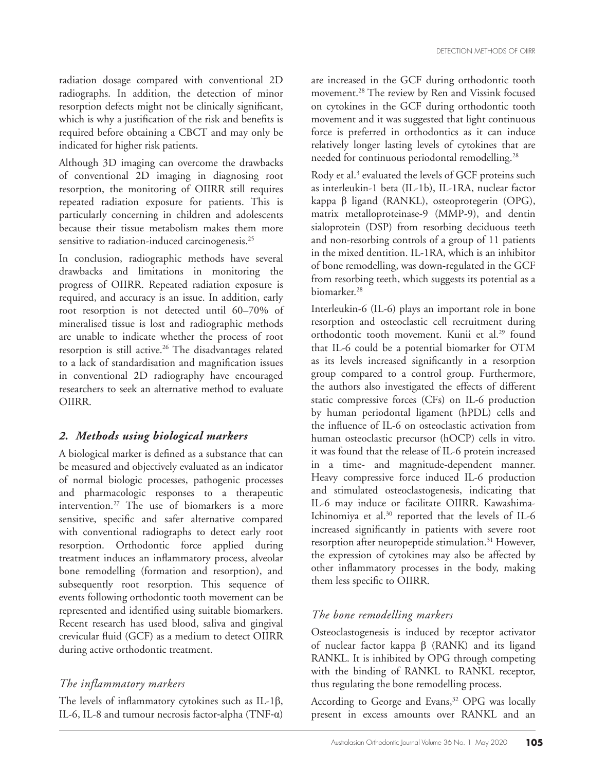radiation dosage compared with conventional 2D radiographs. In addition, the detection of minor resorption defects might not be clinically significant, which is why a justification of the risk and benefits is required before obtaining a CBCT and may only be indicated for higher risk patients.

Although 3D imaging can overcome the drawbacks of conventional 2D imaging in diagnosing root resorption, the monitoring of OIIRR still requires repeated radiation exposure for patients. This is particularly concerning in children and adolescents because their tissue metabolism makes them more sensitive to radiation-induced carcinogenesis.[25]

In conclusion, radiographic methods have several drawbacks and limitations in monitoring the progress of OIIRR. Repeated radiation exposure is required, and accuracy is an issue. In addition, early root resorption is not detected until 60–70% of mineralised tissue is lost and radiographic methods are unable to indicate whether the process of root resorption is still active.[26] The disadvantages related to a lack of standardisation and magnification issues in conventional 2D radiography have encouraged researchers to seek an alternative method to evaluate OIIRR.

## 2. Methods using biological markers

A biological marker is defined as a substance that can be measured and objectively evaluated as an indicator of normal biologic processes, pathogenic processes and pharmacologic responses to a therapeutic intervention.[27] The use of biomarkers is a more sensitive, specific and safer alternative compared with conventional radiographs to detect early root resorption. Orthodontic force applied during treatment induces an inflammatory process, alveolar bone remodelling (formation and resorption), and subsequently root resorption. This sequence of events following orthodontic tooth movement can be represented and identified using suitable biomarkers. Recent research has used blood, saliva and gingival crevicular fluid (GCF) as a medium to detect OIIRR during active orthodontic treatment.

### *The inflammatory markers*

The levels of inflammatory cytokines such as IL-1β, IL-6, IL-8 and tumour necrosis factor-alpha (TNF-α) are increased in the GCF during orthodontic tooth movement.[28] The review by Ren and Vissink focused on cytokines in the GCF during orthodontic tooth movement and it was suggested that light continuous force is preferred in orthodontics as it can induce relatively longer lasting levels of cytokines that are needed for continuous periodontal remodelling.[28]

Rody et al.[3] evaluated the levels of GCF proteins such as interleukin-1 beta (IL-1b), IL-1RA, nuclear factor kappa β ligand (RANKL), osteoprotegerin (OPG), matrix metalloproteinase-9 (MMP-9), and dentin sialoprotein (DSP) from resorbing deciduous teeth and non-resorbing controls of a group of 11 patients in the mixed dentition. IL-1RA, which is an inhibitor of bone remodelling, was down-regulated in the GCF from resorbing teeth, which suggests its potential as a biomarker.[28]

Interleukin-6 (IL-6) plays an important role in bone resorption and osteoclastic cell recruitment during orthodontic tooth movement. Kunii et al.[29] found that IL-6 could be a potential biomarker for OTM as its levels increased significantly in a resorption group compared to a control group. Furthermore, the authors also investigated the effects of different static compressive forces (CFs) on IL-6 production by human periodontal ligament (hPDL) cells and the influence of IL-6 on osteoclastic activation from human osteoclastic precursor (hOCP) cells in vitro. it was found that the release of IL-6 protein increased in a time- and magnitude-dependent manner. Heavy compressive force induced IL-6 production and stimulated osteoclastogenesis, indicating that IL-6 may induce or facilitate OIIRR. Kawashima-Ichinomiya et al.[30] reported that the levels of IL-6 increased significantly in patients with severe root resorption after neuropeptide stimulation.[31] However, the expression of cytokines may also be affected by other inflammatory processes in the body, making them less specific to OIIRR.

### *The bone remodelling markers*

Osteoclastogenesis is induced by receptor activator of nuclear factor kappa β (RANK) and its ligand RANKL. It is inhibited by OPG through competing with the binding of RANKL to RANKL receptor, thus regulating the bone remodelling process.

According to George and Evans,[32] OPG was locally present in excess amounts over RANKL and an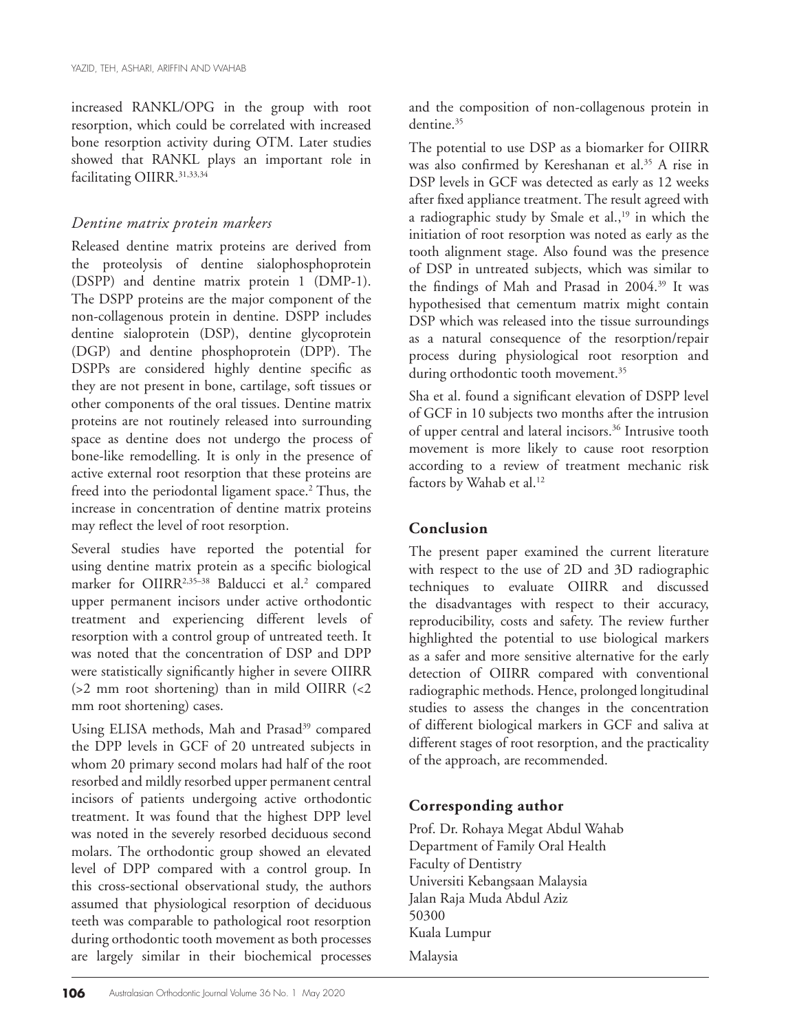increased RANKL/OPG in the group with root resorption, which could be correlated with increased bone resorption activity during OTM. Later studies showed that RANKL plays an important role in facilitating OIIRR.[31,33,34]

### *Dentine matrix protein markers*

Released dentine matrix proteins are derived from the proteolysis of dentine sialophosphoprotein (DSPP) and dentine matrix protein 1 (DMP-1). The DSPP proteins are the major component of the non-collagenous protein in dentine. DSPP includes dentine sialoprotein (DSP), dentine glycoprotein (DGP) and dentine phosphoprotein (DPP). The DSPPs are considered highly dentine specific as they are not present in bone, cartilage, soft tissues or other components of the oral tissues. Dentine matrix proteins are not routinely released into surrounding space as dentine does not undergo the process of bone-like remodelling. It is only in the presence of active external root resorption that these proteins are freed into the periodontal ligament space.[2] Thus, the increase in concentration of dentine matrix proteins may reflect the level of root resorption.

Several studies have reported the potential for using dentine matrix protein as a specific biological marker for OIIRR[2,35–38] Balducci et al.[2] compared upper permanent incisors under active orthodontic treatment and experiencing different levels of resorption with a control group of untreated teeth. It was noted that the concentration of DSP and DPP were statistically significantly higher in severe OIIRR (>2 mm root shortening) than in mild OIIRR (<2 mm root shortening) cases.

Using ELISA methods, Mah and Prasad[39] compared the DPP levels in GCF of 20 untreated subjects in whom 20 primary second molars had half of the root resorbed and mildly resorbed upper permanent central incisors of patients undergoing active orthodontic treatment. It was found that the highest DPP level was noted in the severely resorbed deciduous second molars. The orthodontic group showed an elevated level of DPP compared with a control group. In this cross-sectional observational study, the authors assumed that physiological resorption of deciduous teeth was comparable to pathological root resorption during orthodontic tooth movement as both processes are largely similar in their biochemical processes and the composition of non-collagenous protein in dentine.[35]

The potential to use DSP as a biomarker for OIIRR was also confirmed by Kereshanan et al.[35] A rise in DSP levels in GCF was detected as early as 12 weeks after fixed appliance treatment. The result agreed with a radiographic study by Smale et al.,[19] in which the initiation of root resorption was noted as early as the tooth alignment stage. Also found was the presence of DSP in untreated subjects, which was similar to the findings of Mah and Prasad in 2004.[39] It was hypothesised that cementum matrix might contain DSP which was released into the tissue surroundings as a natural consequence of the resorption/repair process during physiological root resorption and during orthodontic tooth movement.[35]

Sha et al. found a significant elevation of DSPP level of GCF in 10 subjects two months after the intrusion of upper central and lateral incisors.[36] Intrusive tooth movement is more likely to cause root resorption according to a review of treatment mechanic risk factors by Wahab et al.[12]

## Conclusion

The present paper examined the current literature with respect to the use of 2D and 3D radiographic techniques to evaluate OIIRR and discussed the disadvantages with respect to their accuracy, reproducibility, costs and safety. The review further highlighted the potential to use biological markers as a safer and more sensitive alternative for the early detection of OIIRR compared with conventional radiographic methods. Hence, prolonged longitudinal studies to assess the changes in the concentration of different biological markers in GCF and saliva at different stages of root resorption, and the practicality of the approach, are recommended.

## Corresponding author

Prof. Dr. Rohaya Megat Abdul Wahab
Department of Family Oral Health
Faculty of Dentistry
Universiti Kebangsaan Malaysia
Jalan Raja Muda Abdul Aziz
50300
Kuala Lumpur
Malaysia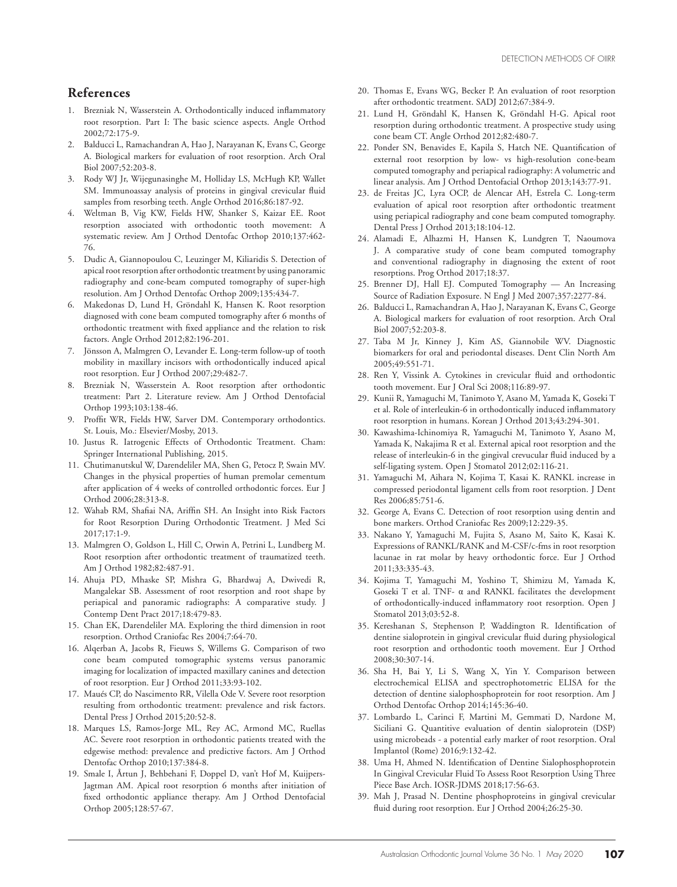## References

1. Brezniak N, Wasserstein A. Orthodontically induced inflammatory root resorption. Part I: The basic science aspects. Angle Orthod 2002;72:175-9.
2. Balducci L, Ramachandran A, Hao J, Narayanan K, Evans C, George A. Biological markers for evaluation of root resorption. Arch Oral Biol 2007;52:203-8.
3. Rody WJ Jr, Wijegunasinghe M, Holliday LS, McHugh KP, Wallet SM. Immunoassay analysis of proteins in gingival crevicular fluid samples from resorbing teeth. Angle Orthod 2016;86:187-92.
4. Weltman B, Vig KW, Fields HW, Shanker S, Kaizar EE. Root resorption associated with orthodontic tooth movement: A systematic review. Am J Orthod Dentofac Orthop 2010;137:462-76.
5. Dudic A, Giannopoulou C, Leuzinger M, Kiliaridis S. Detection of apical root resorption after orthodontic treatment by using panoramic radiography and cone-beam computed tomography of super-high resolution. Am J Orthod Dentofac Orthop 2009;135:434-7.
6. Makedonas D, Lund H, Gröndahl K, Hansen K. Root resorption diagnosed with cone beam computed tomography after 6 months of orthodontic treatment with fixed appliance and the relation to risk factors. Angle Orthod 2012;82:196-201.
7. Jönsson A, Malmgren O, Levander E. Long-term follow-up of tooth mobility in maxillary incisors with orthodontically induced apical root resorption. Eur J Orthod 2007;29:482-7.
8. Brezniak N, Wasserstein A. Root resorption after orthodontic treatment: Part 2. Literature review. Am J Orthod Dentofacial Orthop 1993;103:138-46.
9. Proffit WR, Fields HW, Sarver DM. Contemporary orthodontics. St. Louis, Mo.: Elsevier/Mosby, 2013.
10. Justus R. Iatrogenic Effects of Orthodontic Treatment. Cham: Springer International Publishing, 2015.
11. Chutimanutskul W, Darendeliler MA, Shen G, Petocz P, Swain MV. Changes in the physical properties of human premolar cementum after application of 4 weeks of controlled orthodontic forces. Eur J Orthod 2006;28:313-8.
12. Wahab RM, Shafiai NA, Ariffin SH. An Insight into Risk Factors for Root Resorption During Orthodontic Treatment. J Med Sci 2017;17:1-9.
13. Malmgren O, Goldson L, Hill C, Orwin A, Petrini L, Lundberg M. Root resorption after orthodontic treatment of traumatized teeth. Am J Orthod 1982;82:487-91.
14. Ahuja PD, Mhaske SP, Mishra G, Bhardwaj A, Dwivedi R, Mangalekar SB. Assessment of root resorption and root shape by periapical and panoramic radiographs: A comparative study. J Contemp Dent Pract 2017;18:479-83.
15. Chan EK, Darendeliler MA. Exploring the third dimension in root resorption. Orthod Craniofac Res 2004;7:64-70.
16. Alqerban A, Jacobs R, Fieuws S, Willems G. Comparison of two cone beam computed tomographic systems versus panoramic imaging for localization of impacted maxillary canines and detection of root resorption. Eur J Orthod 2011;33:93-102.
17. Maués CP, do Nascimento RR, Vilella Ode V. Severe root resorption resulting from orthodontic treatment: prevalence and risk factors. Dental Press J Orthod 2015;20:52-8.
18. Marques LS, Ramos-Jorge ML, Rey AC, Armond MC, Ruellas AC. Severe root resorption in orthodontic patients treated with the edgewise method: prevalence and predictive factors. Am J Orthod Dentofac Orthop 2010;137:384-8.
19. Smale I, Årtun J, Behbehani F, Doppel D, van't Hof M, Kuijpers-Jagtman AM. Apical root resorption 6 months after initiation of fixed orthodontic appliance therapy. Am J Orthod Dentofacial Orthop 2005;128:57-67.
20. Thomas E, Evans WG, Becker P. An evaluation of root resorption after orthodontic treatment. SADJ 2012;67:384-9.
21. Lund H, Gröndahl K, Hansen K, Gröndahl H-G. Apical root resorption during orthodontic treatment. A prospective study using cone beam CT. Angle Orthod 2012;82:480-7.
22. Ponder SN, Benavides E, Kapila S, Hatch NE. Quantification of external root resorption by low- vs high-resolution cone-beam computed tomography and periapical radiography: A volumetric and linear analysis. Am J Orthod Dentofacial Orthop 2013;143:77-91.
23. de Freitas JC, Lyra OCP, de Alencar AH, Estrela C. Long-term evaluation of apical root resorption after orthodontic treatment using periapical radiography and cone beam computed tomography. Dental Press J Orthod 2013;18:104-12.
24. Alamadi E, Alhazmi H, Hansen K, Lundgren T, Naoumova J. A comparative study of cone beam computed tomography and conventional radiography in diagnosing the extent of root resorptions. Prog Orthod 2017;18:37.
25. Brenner DJ, Hall EJ. Computed Tomography — An Increasing Source of Radiation Exposure. N Engl J Med 2007;357:2277-84.
26. Balducci L, Ramachandran A, Hao J, Narayanan K, Evans C, George A. Biological markers for evaluation of root resorption. Arch Oral Biol 2007;52:203-8.
27. Taba M Jr, Kinney J, Kim AS, Giannobile WV. Diagnostic biomarkers for oral and periodontal diseases. Dent Clin North Am 2005;49:551-71.
28. Ren Y, Vissink A. Cytokines in crevicular fluid and orthodontic tooth movement. Eur J Oral Sci 2008;116:89-97.
29. Kunii R, Yamaguchi M, Tanimoto Y, Asano M, Yamada K, Goseki T et al. Role of interleukin-6 in orthodontically induced inflammatory root resorption in humans. Korean J Orthod 2013;43:294-301.
30. Kawashima-Ichinomiya R, Yamaguchi M, Tanimoto Y, Asano M, Yamada K, Nakajima R et al. External apical root resorption and the release of interleukin-6 in the gingival crevucular fluid induced by a self-ligating system. Open J Stomatol 2012;02:116-21.
31. Yamaguchi M, Aihara N, Kojima T, Kasai K. RANKL increase in compressed periodontal ligament cells from root resorption. J Dent Res 2006;85:751-6.
32. George A, Evans C. Detection of root resorption using dentin and bone markers. Orthod Craniofac Res 2009;12:229-35.
33. Nakano Y, Yamaguchi M, Fujita S, Asano M, Saito K, Kasai K. Expressions of RANKL/RANK and M-CSF/c-fms in root resorption lacunae in rat molar by heavy orthodontic force. Eur J Orthod 2011;33:335-43.
34. Kojima T, Yamaguchi M, Yoshino T, Shimizu M, Yamada K, Goseki T et al. TNF- α and RANKL facilitates the development of orthodontically-induced inflammatory root resorption. Open J Stomatol 2013;03:52-8.
35. Kereshanan S, Stephenson P, Waddington R. Identification of dentine sialoprotein in gingival crevicular fluid during physiological root resorption and orthodontic tooth movement. Eur J Orthod 2008;30:307-14.
36. Sha H, Bai Y, Li S, Wang X, Yin Y. Comparison between electrochemical ELISA and spectrophotometric ELISA for the detection of dentine sialophosphoprotein for root resorption. Am J Orthod Dentofac Orthop 2014;145:36-40.
37. Lombardo L, Carinci F, Martini M, Gemmati D, Nardone M, Siciliani G. Quantitive evaluation of dentin sialoprotein (DSP) using microbeads - a potential early marker of root resorption. Oral Implantol (Rome) 2016;9:132-42.
38. Uma H, Ahmed N. Identification of Dentine Sialophosphoprotein In Gingival Crevicular Fluid To Assess Root Resorption Using Three Piece Base Arch. IOSR-JDMS 2018;17:56-63.
39. Mah J, Prasad N. Dentine phosphoproteins in gingival crevicular fluid during root resorption. Eur J Orthod 2004;26:25-30.